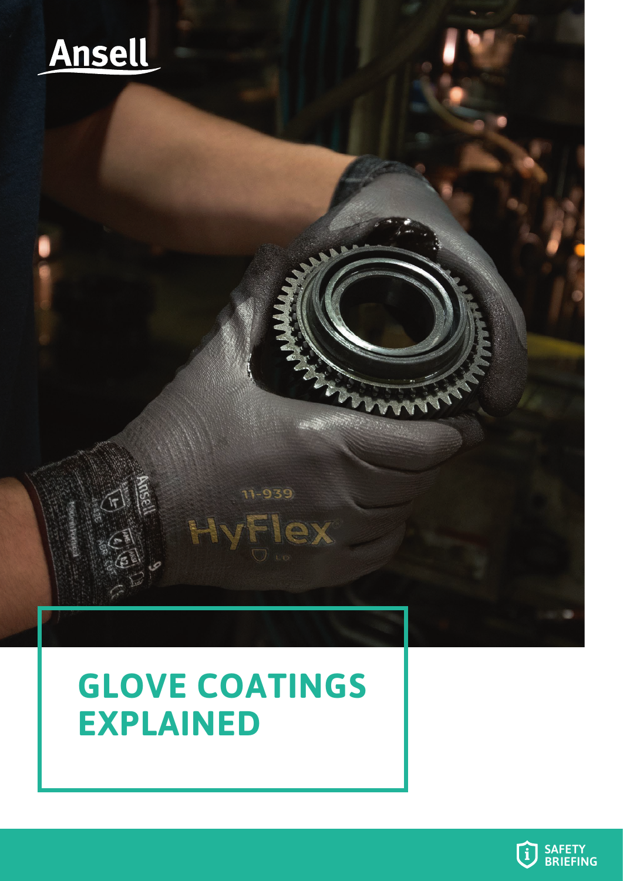Ansell

# GLOVE COATINGS EXPLAINED

SAFETY BRIEFING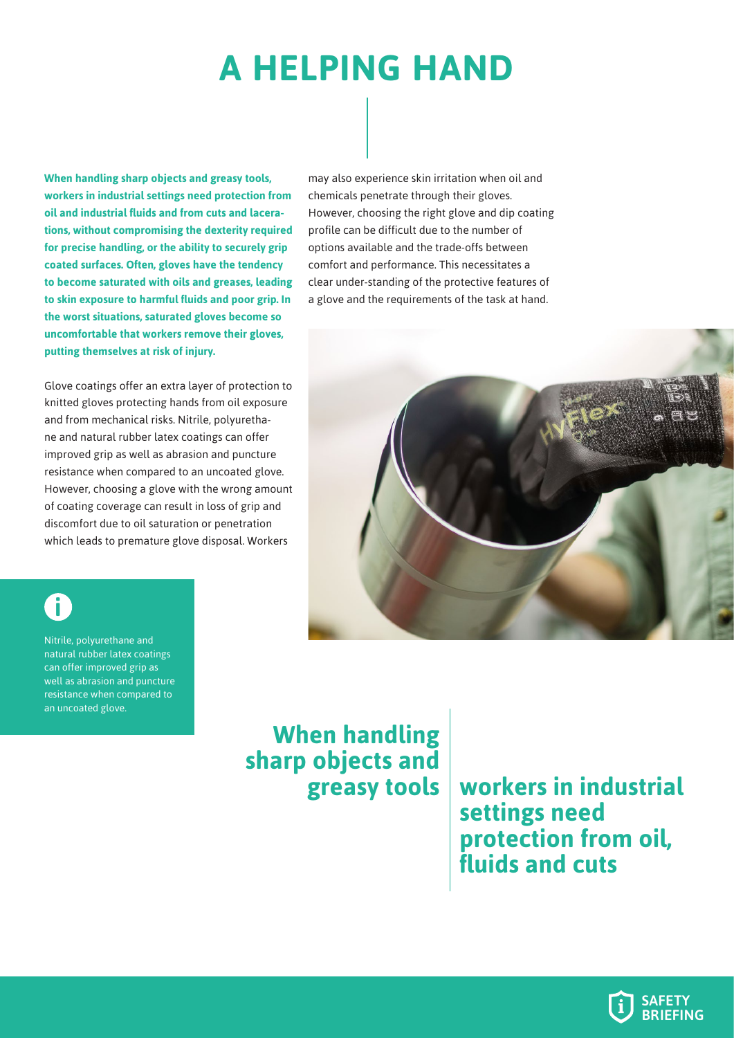# A HELPING HAND

**When handling sharp objects and greasy tools, workers in industrial settings need protection from oil and industrial fluids and from cuts and lacerations, without compromising the dexterity required for precise handling, or the ability to securely grip coated surfaces. Often, gloves have the tendency to become saturated with oils and greases, leading to skin exposure to harmful fluids and poor grip. In the worst situations, saturated gloves become so uncomfortable that workers remove their gloves, putting themselves at risk of injury.**

Glove coatings offer an extra layer of protection to knitted gloves protecting hands from oil exposure and from mechanical risks. Nitrile, polyurethane and natural rubber latex coatings can offer improved grip as well as abrasion and puncture resistance when compared to an uncoated glove. However, choosing a glove with the wrong amount of coating coverage can result in loss of grip and discomfort due to oil saturation or penetration which leads to premature glove disposal. Workers may also experience skin irritation when oil and chemicals penetrate through their gloves. However, choosing the right glove and dip coating profile can be difficult due to the number of options available and the trade-offs between comfort and performance. This necessitates a clear under-standing of the protective features of a glove and the requirements of the task at hand.

Nitrile, polyurethane and natural rubber latex coatings can offer improved grip as well as abrasion and puncture resistance when compared to an uncoated glove.

**When handling sharp objects and greasy tools workers in industrial settings need protection from oil, fluids and cuts**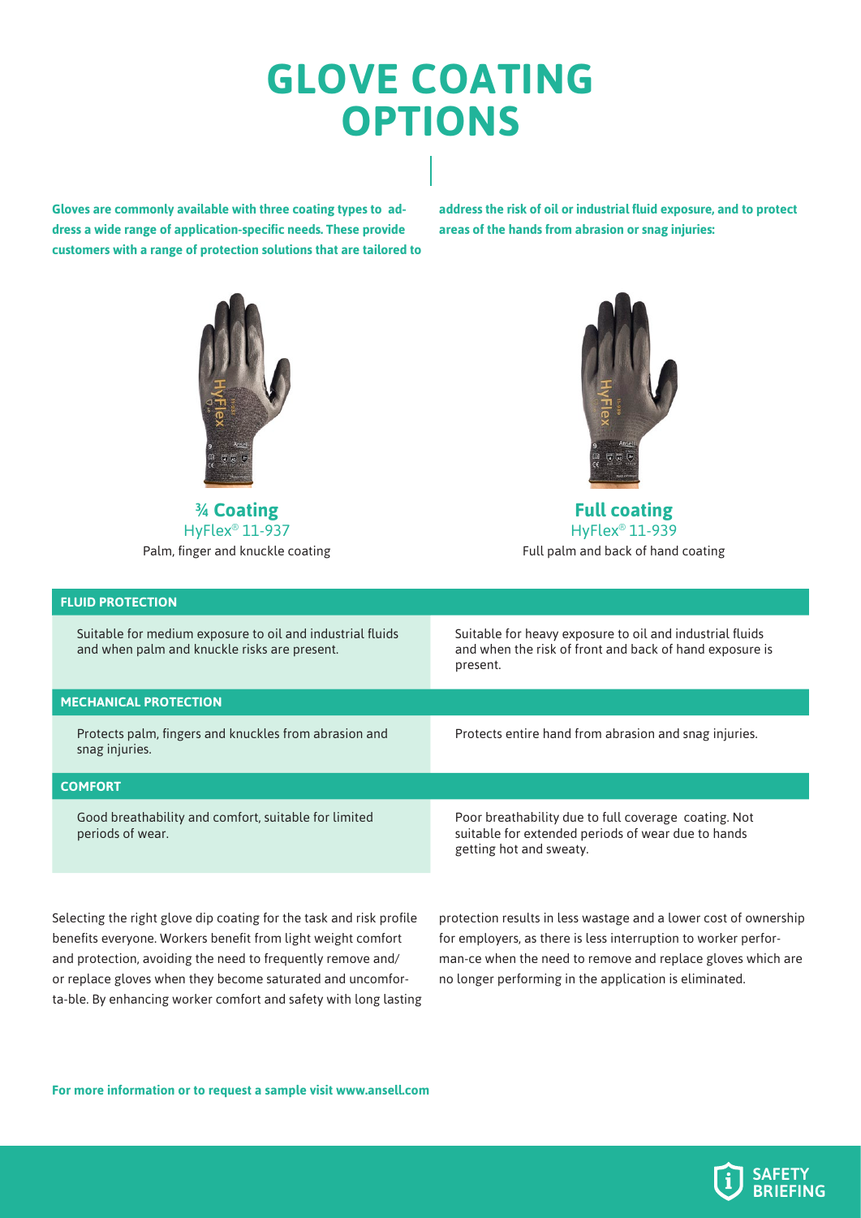# GLOVE COATING OPTIONS

**Gloves are commonly available with three coating types to address a wide range of application-specific needs. These provide customers with a range of protection solutions that are tailored to address the risk of oil or industrial fluid exposure, and to protect areas of the hands from abrasion or snag injuries:**

| **¾ Coating**<br>HyFlex® 11-937<br>Palm, finger and knuckle coating | **Full coating**<br>HyFlex® 11-939<br>Full palm and back of hand coating |
|---|---|
| **FLUID PROTECTION** | |
| Suitable for medium exposure to oil and industrial fluids and when palm and knuckle risks are present. | Suitable for heavy exposure to oil and industrial fluids and when the risk of front and back of hand exposure is present. |
| **MECHANICAL PROTECTION** | |
| Protects palm, fingers and knuckles from abrasion and snag injuries. | Protects entire hand from abrasion and snag injuries. |
| **COMFORT** | |
| Good breathability and comfort, suitable for limited periods of wear. | Poor breathability due to full coverage coating. Not suitable for extended periods of wear due to hands getting hot and sweaty. |

Selecting the right glove dip coating for the task and risk profile benefits everyone. Workers benefit from light weight comfort and protection, avoiding the need to frequently remove and/or replace gloves when they become saturated and uncomfortable. By enhancing worker comfort and safety with long lasting protection results in less wastage and a lower cost of ownership for employers, as there is less interruption to worker performance when the need to remove and replace gloves which are no longer performing in the application is eliminated.

**For more information or to request a sample visit www.ansell.com**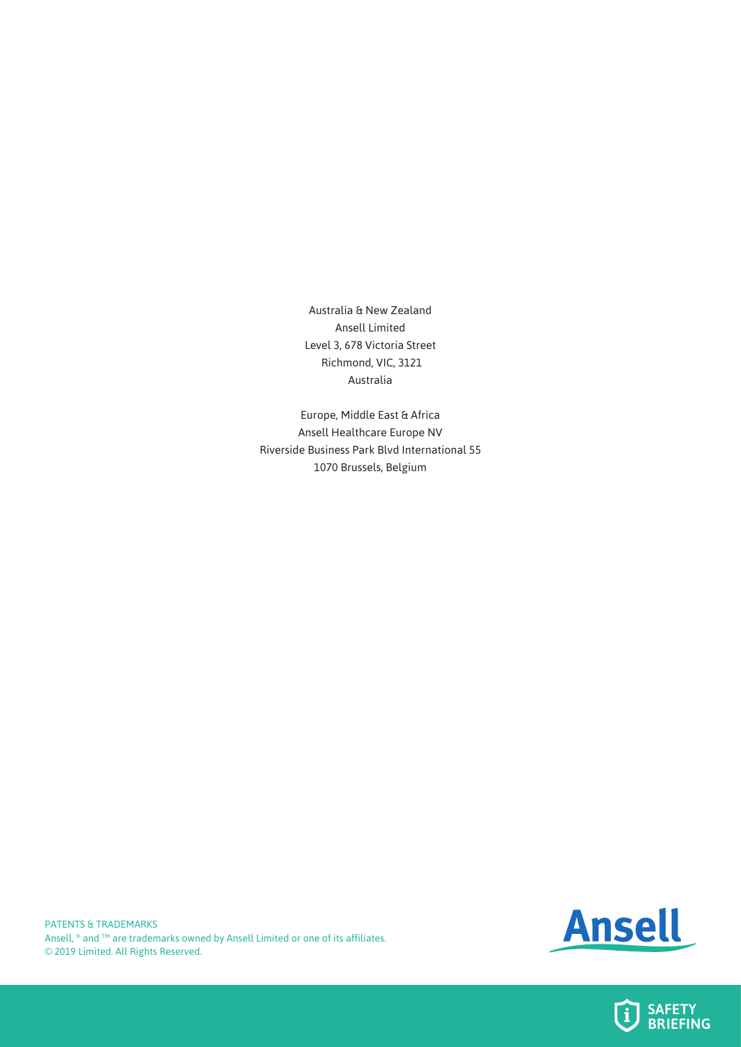Australia & New Zealand
Ansell Limited
Level 3, 678 Victoria Street
Richmond, VIC, 3121
Australia

Europe, Middle East & Africa
Ansell Healthcare Europe NV
Riverside Business Park Blvd International 55
1070 Brussels, Belgium

PATENTS & TRADEMARKS
Ansell, ® and ™ are trademarks owned by Ansell Limited or one of its affiliates.
© 2019 Limited. All Rights Reserved.

Ansell

SAFETY BRIEFING